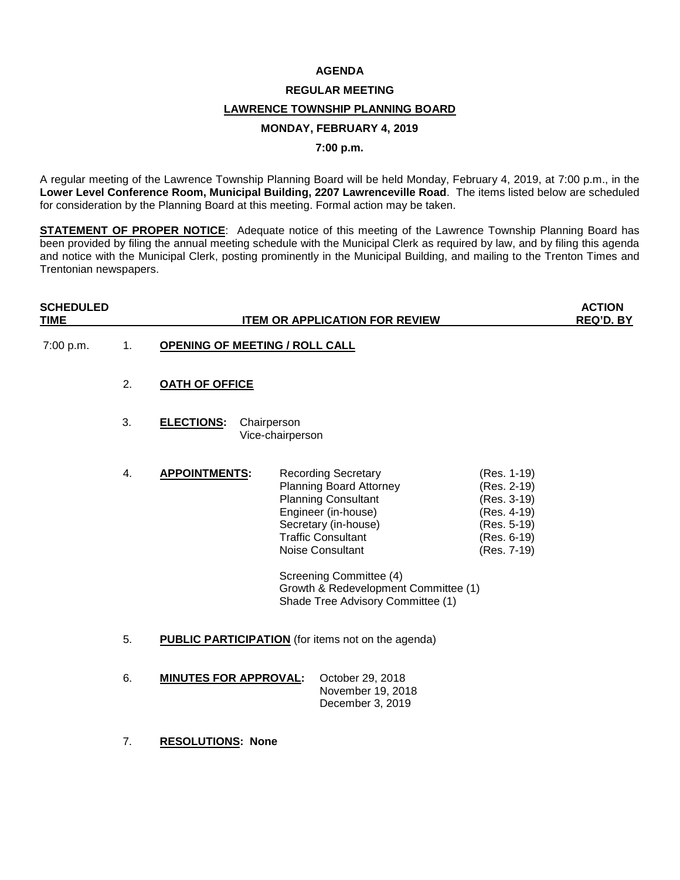# AGENDA

## REGULAR MEETING

## LAWRENCE TOWNSHIP PLANNING BOARD

## MONDAY, FEBRUARY 4, 2019

## 7:00 p.m.

A regular meeting of the Lawrence Township Planning Board will be held Monday, February 4, 2019, at 7:00 p.m., in the **Lower Level Conference Room, Municipal Building, 2207 Lawrenceville Road**. The items listed below are scheduled for consideration by the Planning Board at this meeting. Formal action may be taken.

**STATEMENT OF PROPER NOTICE**: Adequate notice of this meeting of the Lawrence Township Planning Board has been provided by filing the annual meeting schedule with the Municipal Clerk as required by law, and by filing this agenda and notice with the Municipal Clerk, posting prominently in the Municipal Building, and mailing to the Trenton Times and Trentonian newspapers.

| SCHEDULED TIME | | ITEM OR APPLICATION FOR REVIEW | ACTION REQ'D. BY |
|---|---|---|---|
| 7:00 p.m. | 1. | **OPENING OF MEETING / ROLL CALL** | |
| | 2. | **OATH OF OFFICE** | |
| | 3. | **ELECTIONS:** Chairperson<br>Vice-chairperson | |
| | 4. | **APPOINTMENTS:**<br>Recording Secretary (Res. 1-19)<br>Planning Board Attorney (Res. 2-19)<br>Planning Consultant (Res. 3-19)<br>Engineer (in-house) (Res. 4-19)<br>Secretary (in-house) (Res. 5-19)<br>Traffic Consultant (Res. 6-19)<br>Noise Consultant (Res. 7-19)<br><br>Screening Committee (4)<br>Growth & Redevelopment Committee (1)<br>Shade Tree Advisory Committee (1) | |
| | 5. | **PUBLIC PARTICIPATION** (for items not on the agenda) | |
| | 6. | **MINUTES FOR APPROVAL:** October 29, 2018<br>November 19, 2018<br>December 3, 2019 | |
| | 7. | **RESOLUTIONS: None** | |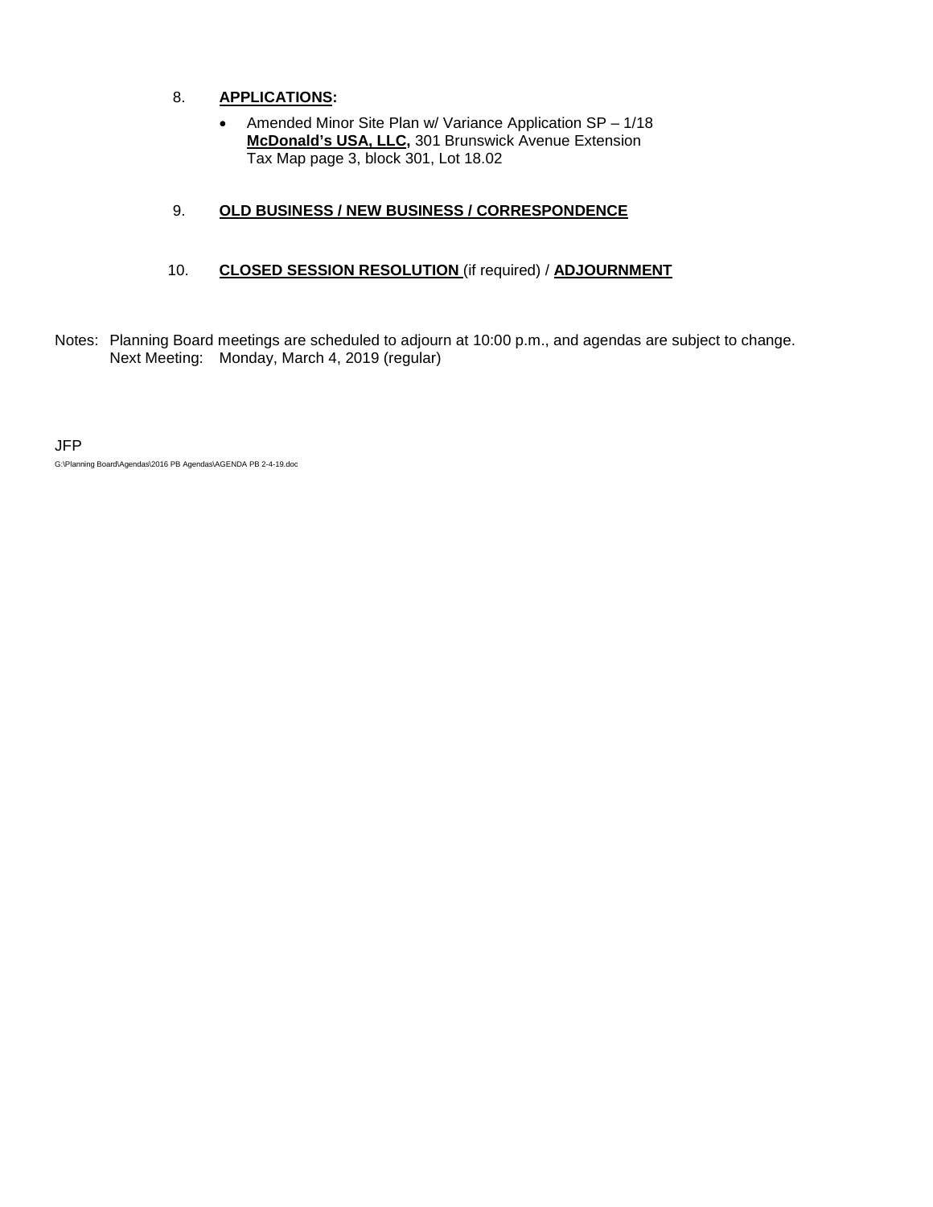8. **APPLICATIONS:**

   - Amended Minor Site Plan w/ Variance Application SP – 1/18
     **McDonald's USA, LLC,** 301 Brunswick Avenue Extension
     Tax Map page 3, block 301, Lot 18.02

9. **OLD BUSINESS / NEW BUSINESS / CORRESPONDENCE**

10. **CLOSED SESSION RESOLUTION** (if required) / **ADJOURNMENT**

Notes: Planning Board meetings are scheduled to adjourn at 10:00 p.m., and agendas are subject to change.
Next Meeting: Monday, March 4, 2019 (regular)

JFP

G:\Planning Board\Agendas\2016 PB Agendas\AGENDA PB 2-4-19.doc